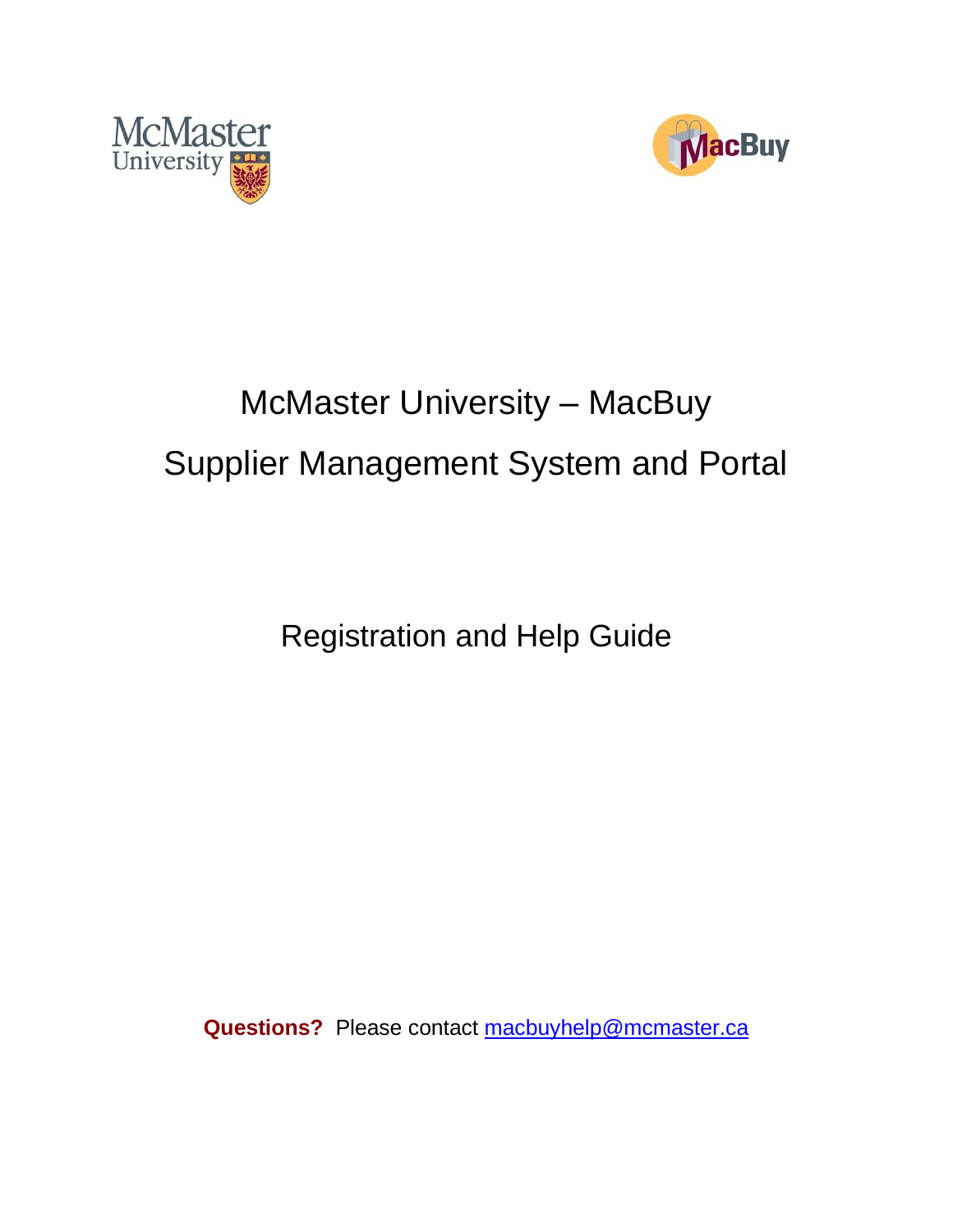# McMaster University – MacBuy

# Supplier Management System and Portal

## Registration and Help Guide

**Questions?** Please contact macbuyhelp@mcmaster.ca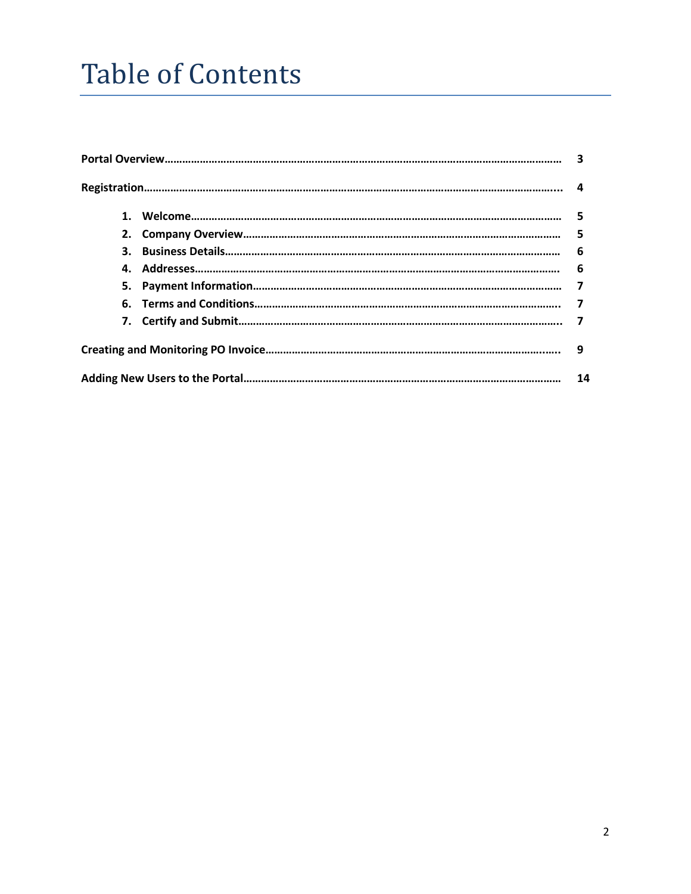# Table of Contents

| | |
|---|---|
| **Portal Overview** | **3** |
| **Registration** | **4** |
| **1. Welcome** | **5** |
| **2. Company Overview** | **5** |
| **3. Business Details** | **6** |
| **4. Addresses** | **6** |
| **5. Payment Information** | **7** |
| **6. Terms and Conditions** | **7** |
| **7. Certify and Submit** | **7** |
| **Creating and Monitoring PO Invoice** | **9** |
| **Adding New Users to the Portal** | **14** |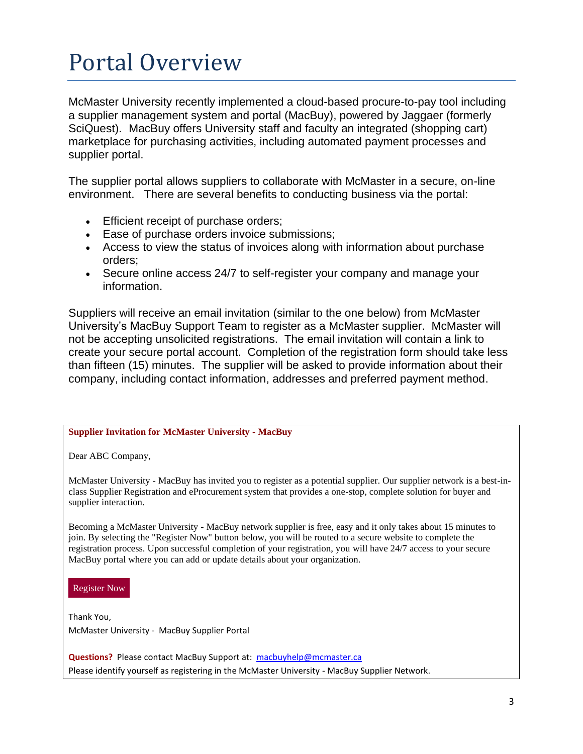# Portal Overview

McMaster University recently implemented a cloud-based procure-to-pay tool including a supplier management system and portal (MacBuy), powered by Jaggaer (formerly SciQuest). MacBuy offers University staff and faculty an integrated (shopping cart) marketplace for purchasing activities, including automated payment processes and supplier portal.

The supplier portal allows suppliers to collaborate with McMaster in a secure, on-line environment. There are several benefits to conducting business via the portal:

- Efficient receipt of purchase orders;
- Ease of purchase orders invoice submissions;
- Access to view the status of invoices along with information about purchase orders;
- Secure online access 24/7 to self-register your company and manage your information.

Suppliers will receive an email invitation (similar to the one below) from McMaster University's MacBuy Support Team to register as a McMaster supplier. McMaster will not be accepting unsolicited registrations. The email invitation will contain a link to create your secure portal account. Completion of the registration form should take less than fifteen (15) minutes. The supplier will be asked to provide information about their company, including contact information, addresses and preferred payment method.

---

**Supplier Invitation for McMaster University - MacBuy**

Dear ABC Company,

McMaster University - MacBuy has invited you to register as a potential supplier. Our supplier network is a best-in-class Supplier Registration and eProcurement system that provides a one-stop, complete solution for buyer and supplier interaction.

Becoming a McMaster University - MacBuy network supplier is free, easy and it only takes about 15 minutes to join. By selecting the "Register Now" button below, you will be routed to a secure website to complete the registration process. Upon successful completion of your registration, you will have 24/7 access to your secure MacBuy portal where you can add or update details about your organization.

Register Now

Thank You,
McMaster University - MacBuy Supplier Portal

**Questions?** Please contact MacBuy Support at: macbuyhelp@mcmaster.ca
Please identify yourself as registering in the McMaster University - MacBuy Supplier Network.

---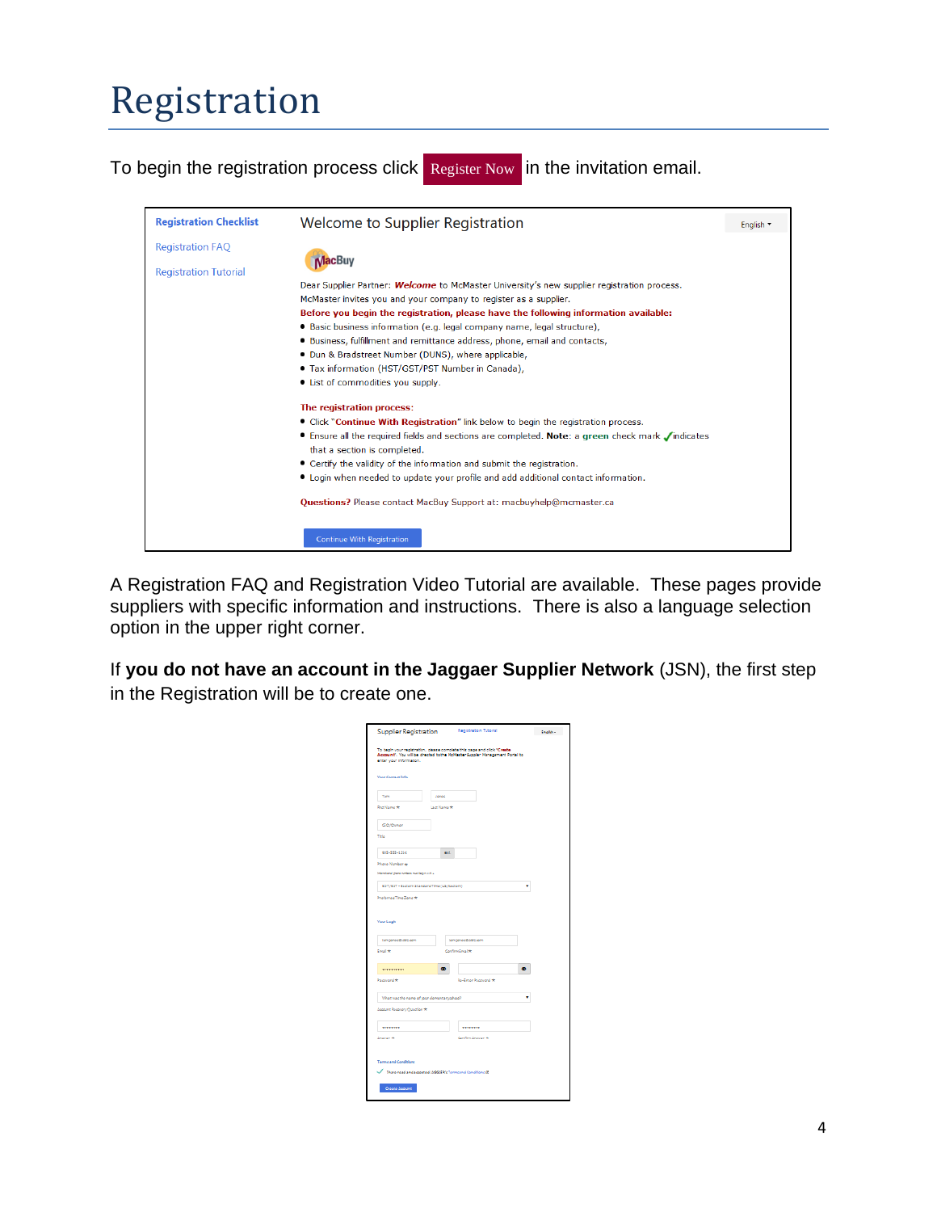# Registration

To begin the registration process click **Register Now** in the invitation email.

**Registration Checklist**

Registration FAQ

Registration Tutorial

Welcome to Supplier Registration

English ▾

MacBuy

Dear Supplier Partner: ***Welcome*** to McMaster University's new supplier registration process. McMaster invites you and your company to register as a supplier.

**Before you begin the registration, please have the following information available:**

- Basic business information (e.g. legal company name, legal structure),
- Business, fulfillment and remittance address, phone, email and contacts,
- Dun & Bradstreet Number (DUNS), where applicable,
- Tax information (HST/GST/PST Number in Canada),
- List of commodities you supply.

**The registration process:**

- Click "**Continue With Registration**" link below to begin the registration process.
- Ensure all the required fields and sections are completed. **Note:** a **green** check mark ✓ indicates that a section is completed.
- Certify the validity of the information and submit the registration.
- Login when needed to update your profile and add additional contact information.

**Questions?** Please contact MacBuy Support at: macbuyhelp@mcmaster.ca

Continue With Registration

A Registration FAQ and Registration Video Tutorial are available. These pages provide suppliers with specific information and instructions. There is also a language selection option in the upper right corner.

If **you do not have an account in the Jaggaer Supplier Network** (JSN), the first step in the Registration will be to create one.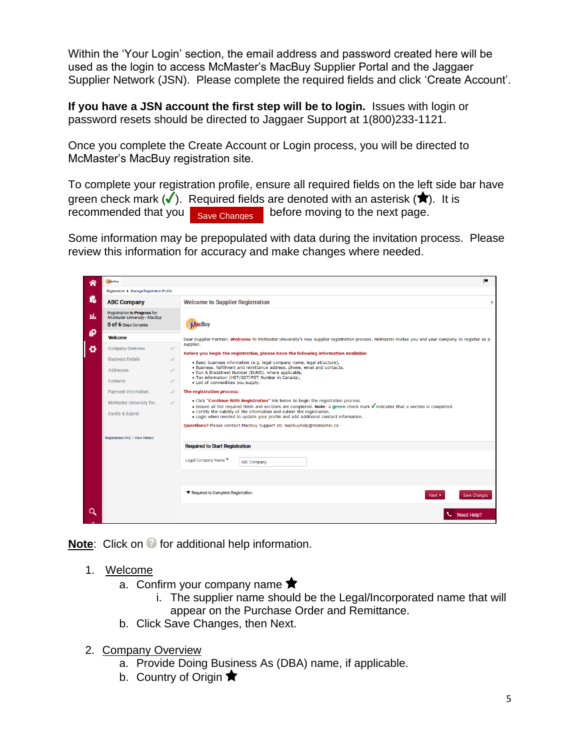Within the 'Your Login' section, the email address and password created here will be used as the login to access McMaster's MacBuy Supplier Portal and the Jaggaer Supplier Network (JSN). Please complete the required fields and click 'Create Account'.

**If you have a JSN account the first step will be to login.** Issues with login or password resets should be directed to Jaggaer Support at 1(800)233-1121.

Once you complete the Create Account or Login process, you will be directed to McMaster's MacBuy registration site.

To complete your registration profile, ensure all required fields on the left side bar have green check mark (✓). Required fields are denoted with an asterisk (★). It is recommended that you Save Changes before moving to the next page.

Some information may be prepopulated with data during the invitation process. Please review this information for accuracy and make changes where needed.

**Note**: Click on ? for additional help information.

1. Welcome
   a. Confirm your company name ★
      i. The supplier name should be the Legal/Incorporated name that will appear on the Purchase Order and Remittance.
   b. Click Save Changes, then Next.

2. Company Overview
   a. Provide Doing Business As (DBA) name, if applicable.
   b. Country of Origin ★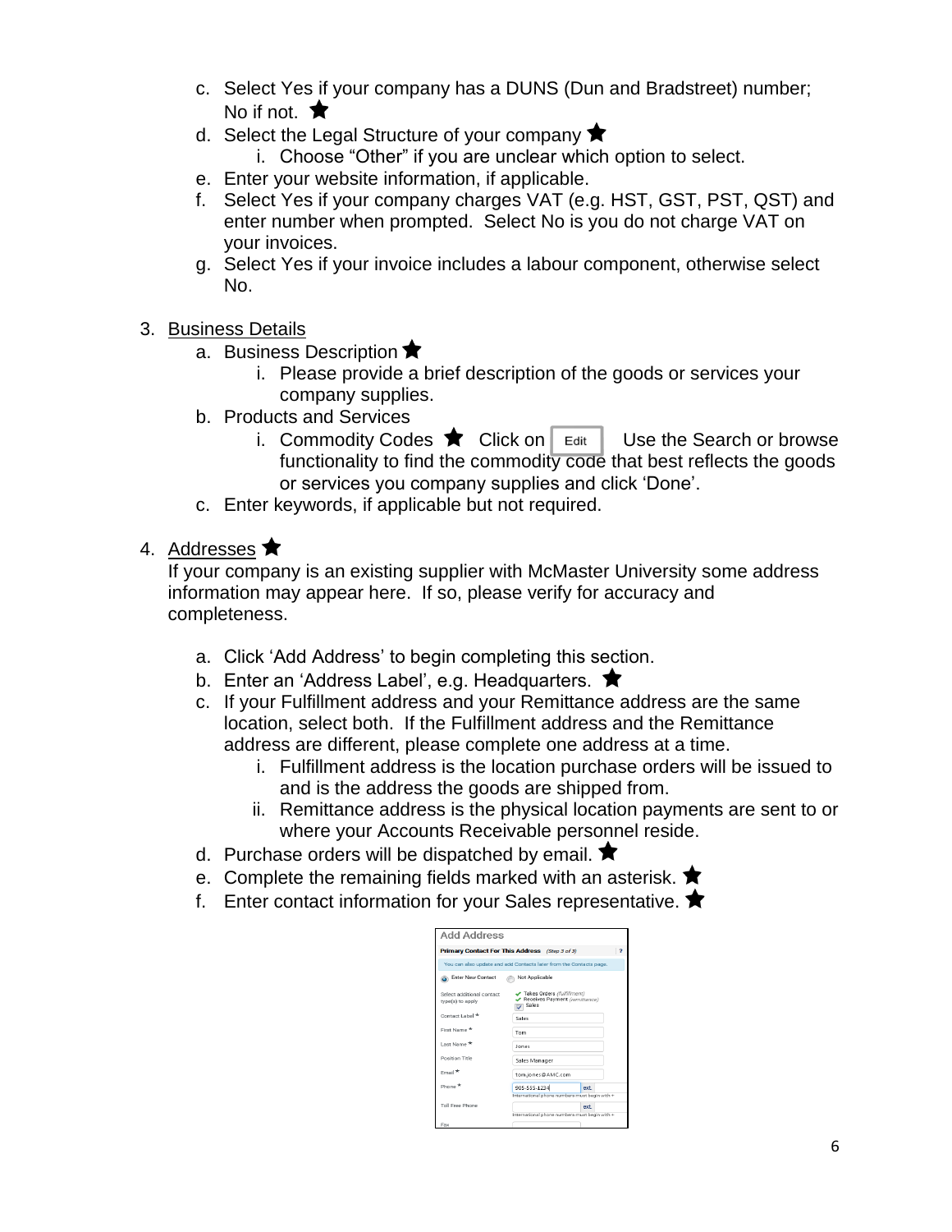c. Select Yes if your company has a DUNS (Dun and Bradstreet) number; No if not. ★
   d. Select the Legal Structure of your company ★
      i. Choose "Other" if you are unclear which option to select.
   e. Enter your website information, if applicable.
   f. Select Yes if your company charges VAT (e.g. HST, GST, PST, QST) and enter number when prompted. Select No is you do not charge VAT on your invoices.
   g. Select Yes if your invoice includes a labour component, otherwise select No.

3. <u>Business Details</u>
   a. Business Description ★
      i. Please provide a brief description of the goods or services your company supplies.
   b. Products and Services
      i. Commodity Codes ★ Click on [Edit] Use the Search or browse functionality to find the commodity code that best reflects the goods or services you company supplies and click 'Done'.
   c. Enter keywords, if applicable but not required.

4. <u>Addresses</u> ★

   If your company is an existing supplier with McMaster University some address information may appear here. If so, please verify for accuracy and completeness.

   a. Click 'Add Address' to begin completing this section.
   b. Enter an 'Address Label', e.g. Headquarters. ★
   c. If your Fulfillment address and your Remittance address are the same location, select both. If the Fulfillment address and the Remittance address are different, please complete one address at a time.
      i. Fulfillment address is the location purchase orders will be issued to and is the address the goods are shipped from.
      ii. Remittance address is the physical location payments are sent to or where your Accounts Receivable personnel reside.
   d. Purchase orders will be dispatched by email. ★
   e. Complete the remaining fields marked with an asterisk. ★
   f. Enter contact information for your Sales representative. ★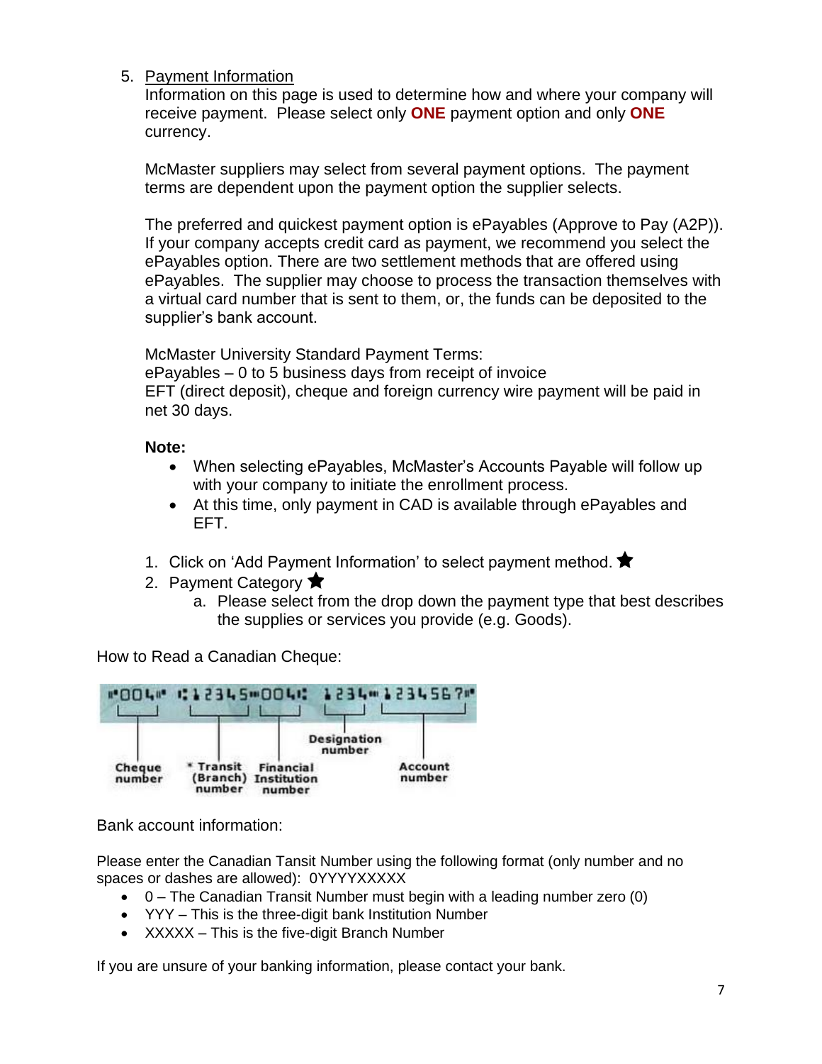5. Payment Information

Information on this page is used to determine how and where your company will receive payment. Please select only **ONE** payment option and only **ONE** currency.

McMaster suppliers may select from several payment options. The payment terms are dependent upon the payment option the supplier selects.

The preferred and quickest payment option is ePayables (Approve to Pay (A2P)). If your company accepts credit card as payment, we recommend you select the ePayables option. There are two settlement methods that are offered using ePayables. The supplier may choose to process the transaction themselves with a virtual card number that is sent to them, or, the funds can be deposited to the supplier's bank account.

McMaster University Standard Payment Terms:
ePayables – 0 to 5 business days from receipt of invoice
EFT (direct deposit), cheque and foreign currency wire payment will be paid in net 30 days.

**Note:**

- When selecting ePayables, McMaster's Accounts Payable will follow up with your company to initiate the enrollment process.
- At this time, only payment in CAD is available through ePayables and EFT.

1. Click on 'Add Payment Information' to select payment method. ★
2. Payment Category ★
   a. Please select from the drop down the payment type that best describes the supplies or services you provide (e.g. Goods).

How to Read a Canadian Cheque:

⑈004⑈ ⑆12345⑉004⑆ 1234⑉1234567⑈

Cheque number | * Transit (Branch) number | Financial Institution number | Designation number | Account number

Bank account information:

Please enter the Canadian Tansit Number using the following format (only number and no spaces or dashes are allowed): 0YYYXXXXX

- 0 – The Canadian Transit Number must begin with a leading number zero (0)
- YYY – This is the three-digit bank Institution Number
- XXXXX – This is the five-digit Branch Number

If you are unsure of your banking information, please contact your bank.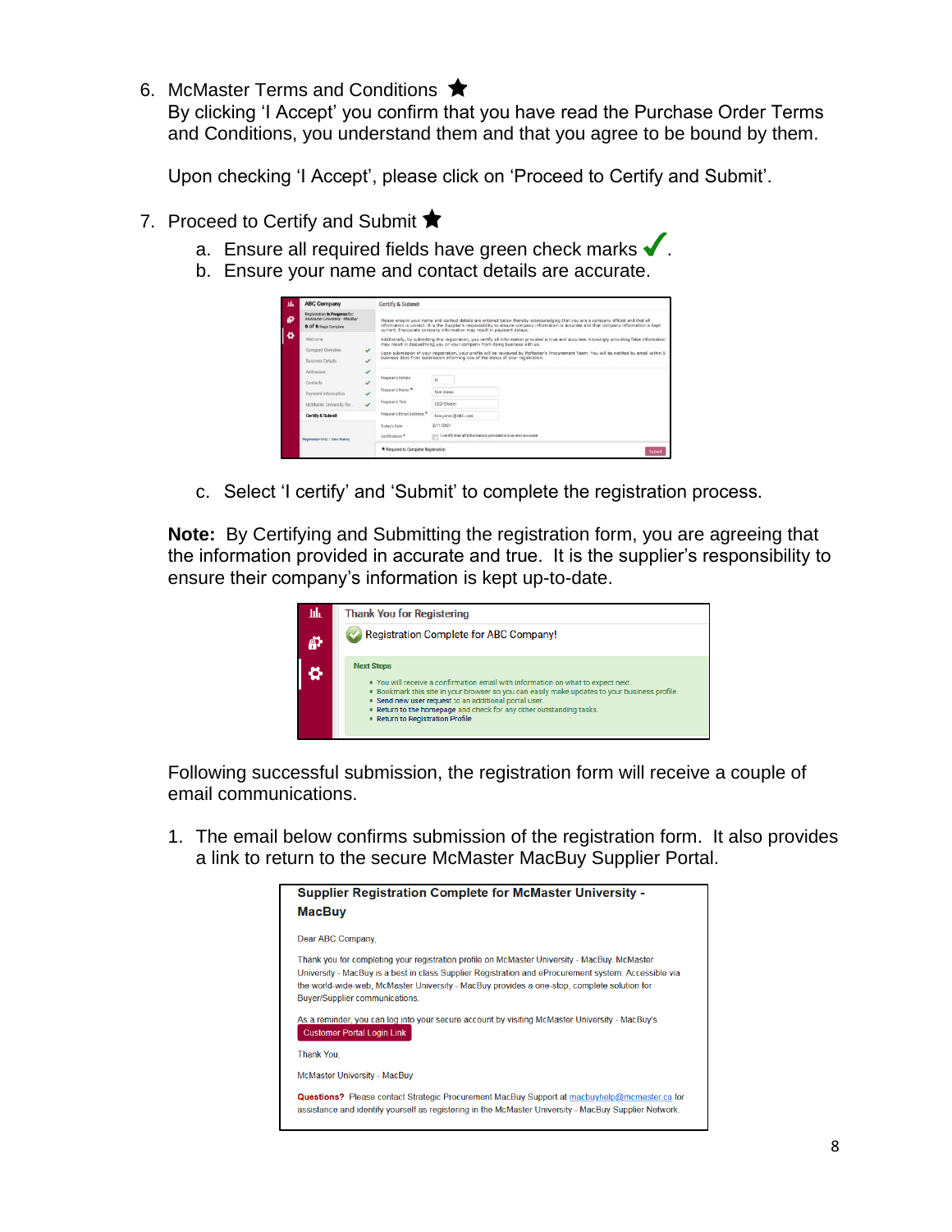6. McMaster Terms and Conditions ★
   By clicking 'I Accept' you confirm that you have read the Purchase Order Terms and Conditions, you understand them and that you agree to be bound by them.

   Upon checking 'I Accept', please click on 'Proceed to Certify and Submit'.

7. Proceed to Certify and Submit ★
   a. Ensure all required fields have green check marks ✓.
   b. Ensure your name and contact details are accurate.

   c. Select 'I certify' and 'Submit' to complete the registration process.

**Note:** By Certifying and Submitting the registration form, you are agreeing that the information provided in accurate and true. It is the supplier's responsibility to ensure their company's information is kept up-to-date.

Following successful submission, the registration form will receive a couple of email communications.

1. The email below confirms submission of the registration form. It also provides a link to return to the secure McMaster MacBuy Supplier Portal.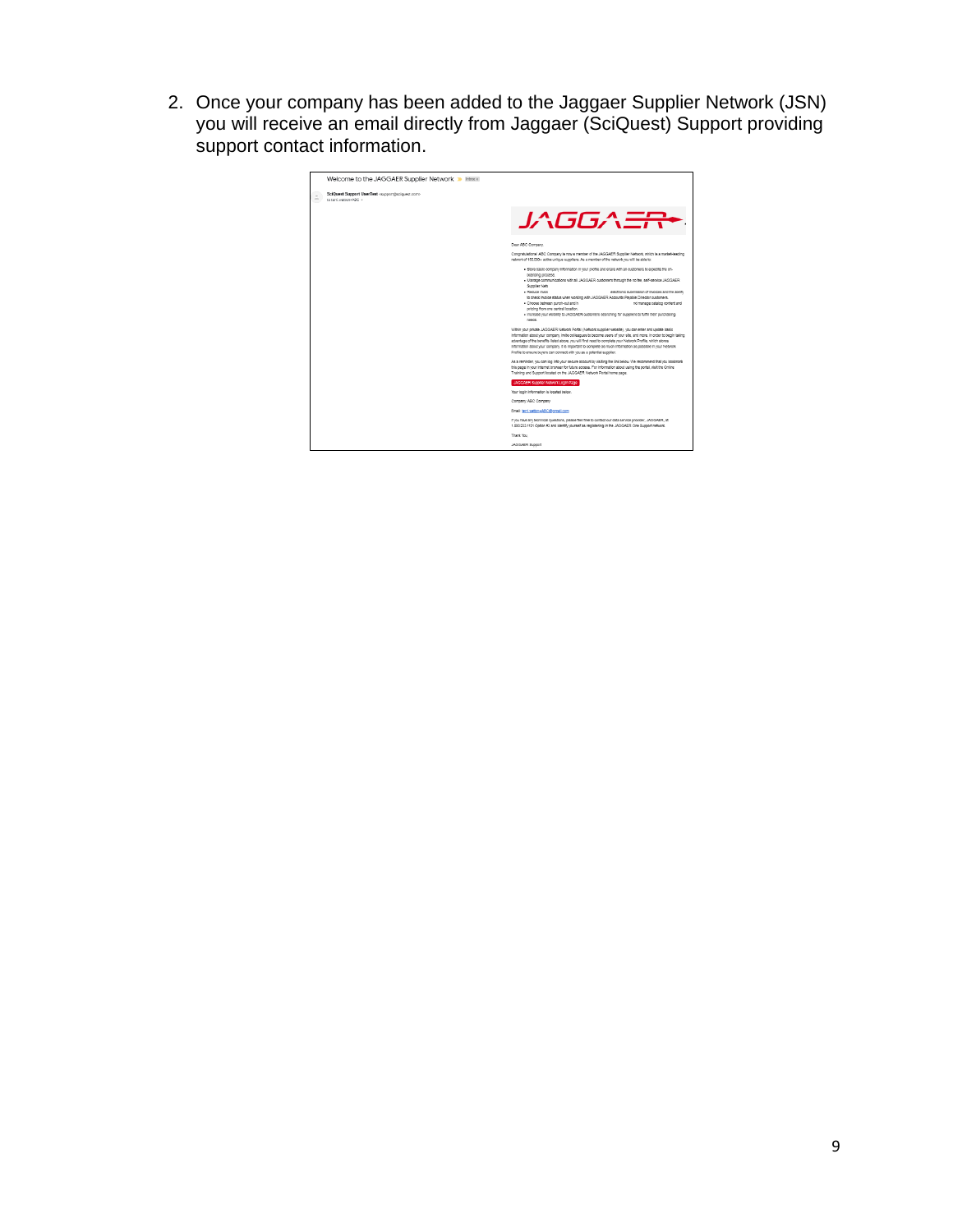2. Once your company has been added to the Jaggaer Supplier Network (JSN) you will receive an email directly from Jaggaer (SciQuest) Support providing support contact information.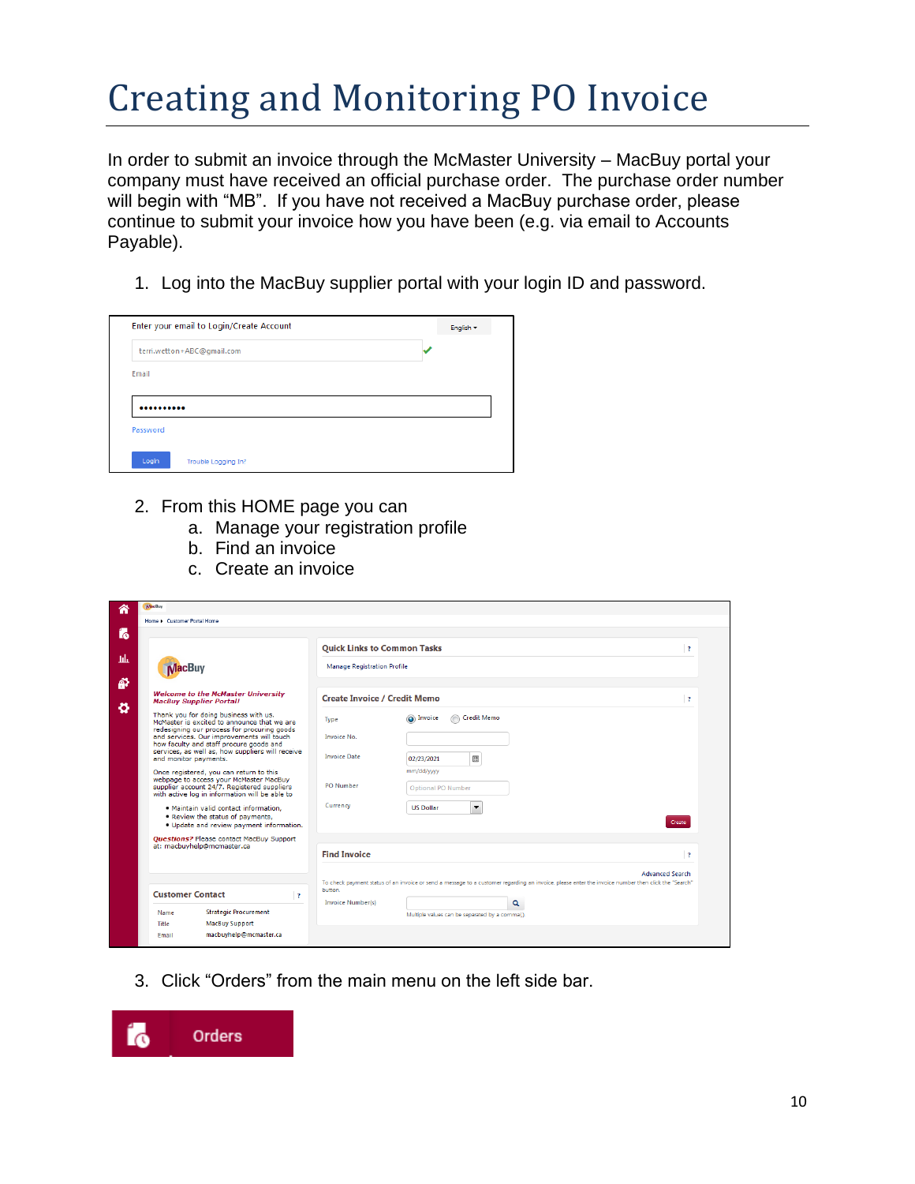# Creating and Monitoring PO Invoice

In order to submit an invoice through the McMaster University – MacBuy portal your company must have received an official purchase order. The purchase order number will begin with "MB". If you have not received a MacBuy purchase order, please continue to submit your invoice how you have been (e.g. via email to Accounts Payable).

1. Log into the MacBuy supplier portal with your login ID and password.

2. From this HOME page you can
   a. Manage your registration profile
   b. Find an invoice
   c. Create an invoice

3. Click "Orders" from the main menu on the left side bar.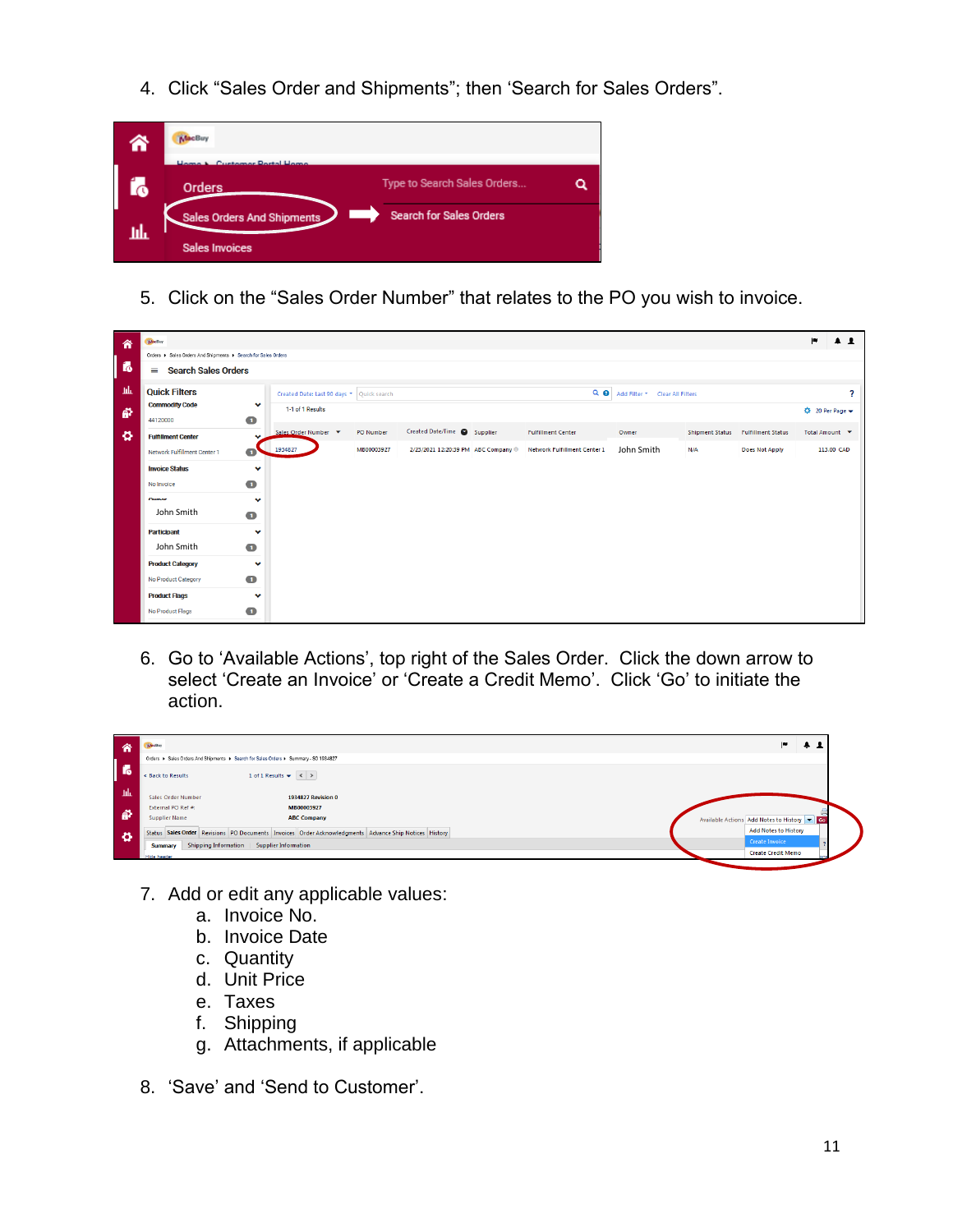4. Click “Sales Order and Shipments”; then ‘Search for Sales Orders”.

5. Click on the “Sales Order Number” that relates to the PO you wish to invoice.

6. Go to ‘Available Actions’, top right of the Sales Order. Click the down arrow to select ‘Create an Invoice’ or ‘Create a Credit Memo’. Click ‘Go’ to initiate the action.

7. Add or edit any applicable values:
   a. Invoice No.
   b. Invoice Date
   c. Quantity
   d. Unit Price
   e. Taxes
   f. Shipping
   g. Attachments, if applicable

8. ‘Save’ and ‘Send to Customer’.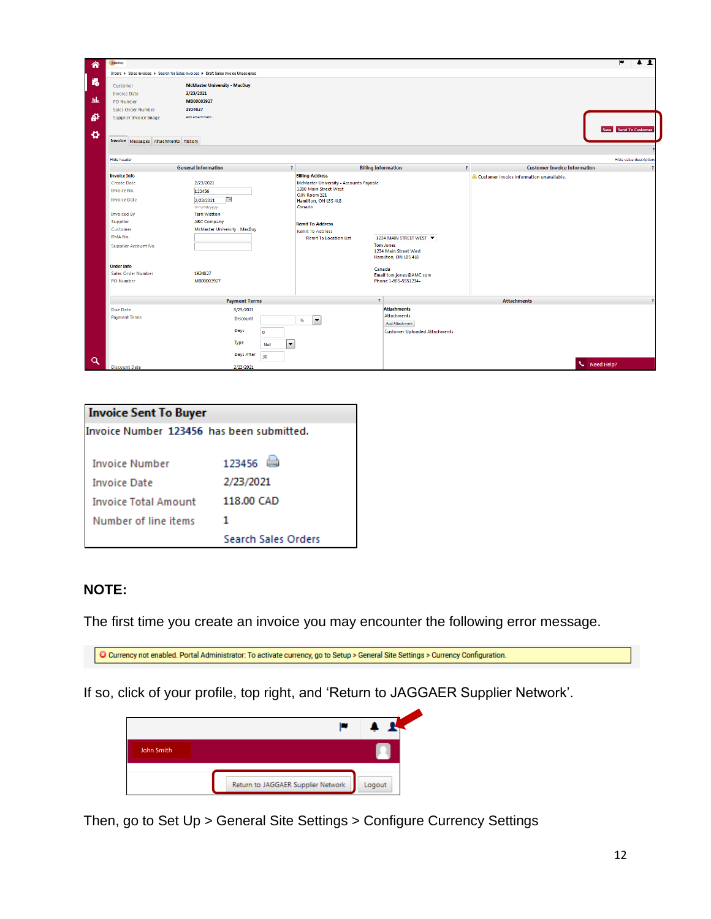**Invoice Sent To Buyer**

Invoice Number 123456 has been submitted.

| | |
|---|---|
| Invoice Number | 123456 |
| Invoice Date | 2/23/2021 |
| Invoice Total Amount | 118.00 CAD |
| Number of line items | 1 |
| | Search Sales Orders |

**NOTE:**

The first time you create an invoice you may encounter the following error message.

Currency not enabled. Portal Administrator: To activate currency, go to Setup > General Site Settings > Currency Configuration.

If so, click of your profile, top right, and 'Return to JAGGAER Supplier Network'.

Then, go to Set Up > General Site Settings > Configure Currency Settings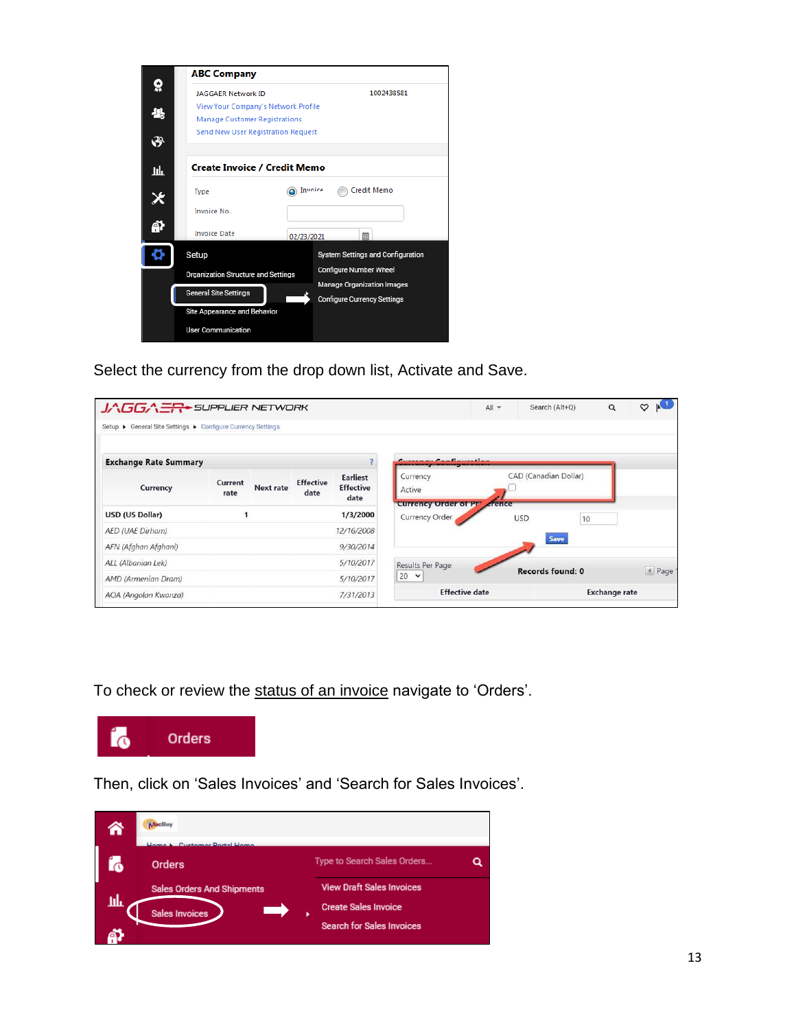Select the currency from the drop down list, Activate and Save.

To check or review the status of an invoice navigate to 'Orders'.

Then, click on 'Sales Invoices' and 'Search for Sales Invoices'.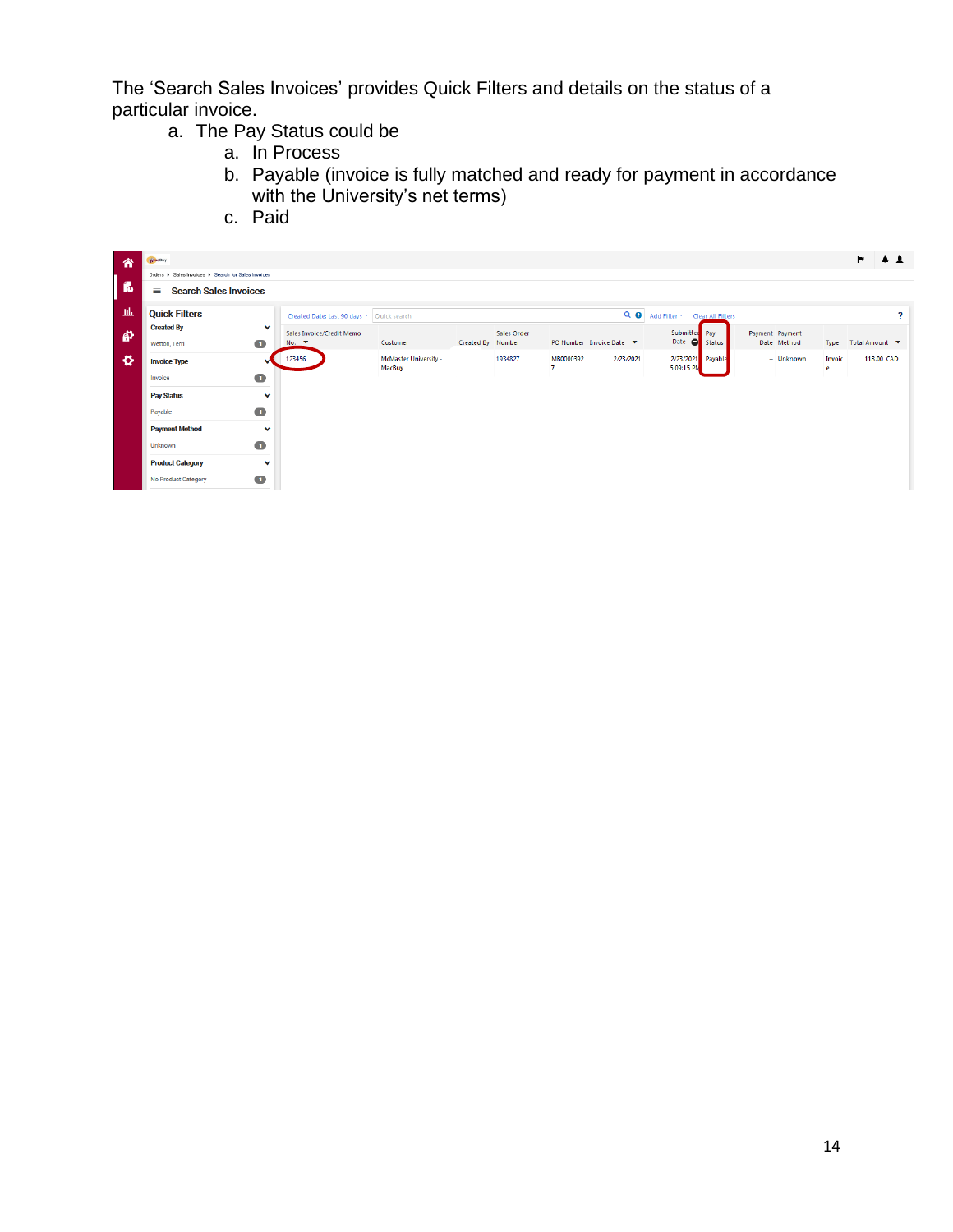The 'Search Sales Invoices' provides Quick Filters and details on the status of a particular invoice.

a. The Pay Status could be
   a. In Process
   b. Payable (invoice is fully matched and ready for payment in accordance with the University's net terms)
   c. Paid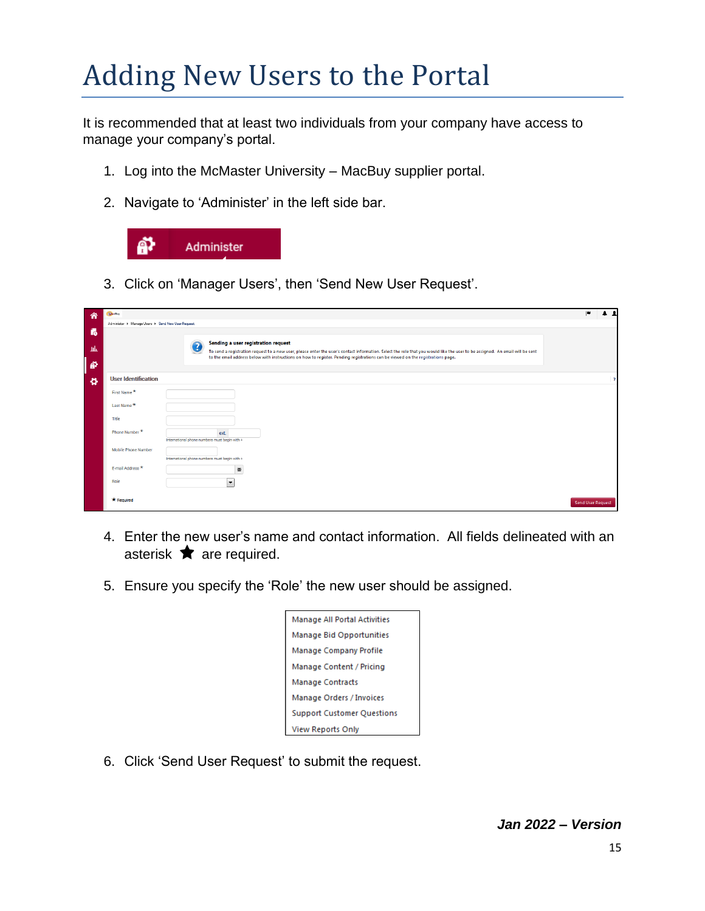# Adding New Users to the Portal

It is recommended that at least two individuals from your company have access to manage your company's portal.

1. Log into the McMaster University – MacBuy supplier portal.
2. Navigate to 'Administer' in the left side bar.
3. Click on 'Manager Users', then 'Send New User Request'.
4. Enter the new user's name and contact information. All fields delineated with an asterisk ★ are required.
5. Ensure you specify the 'Role' the new user should be assigned.

   - Manage All Portal Activities
   - Manage Bid Opportunities
   - Manage Company Profile
   - Manage Content / Pricing
   - Manage Contracts
   - Manage Orders / Invoices
   - Support Customer Questions
   - View Reports Only

6. Click 'Send User Request' to submit the request.